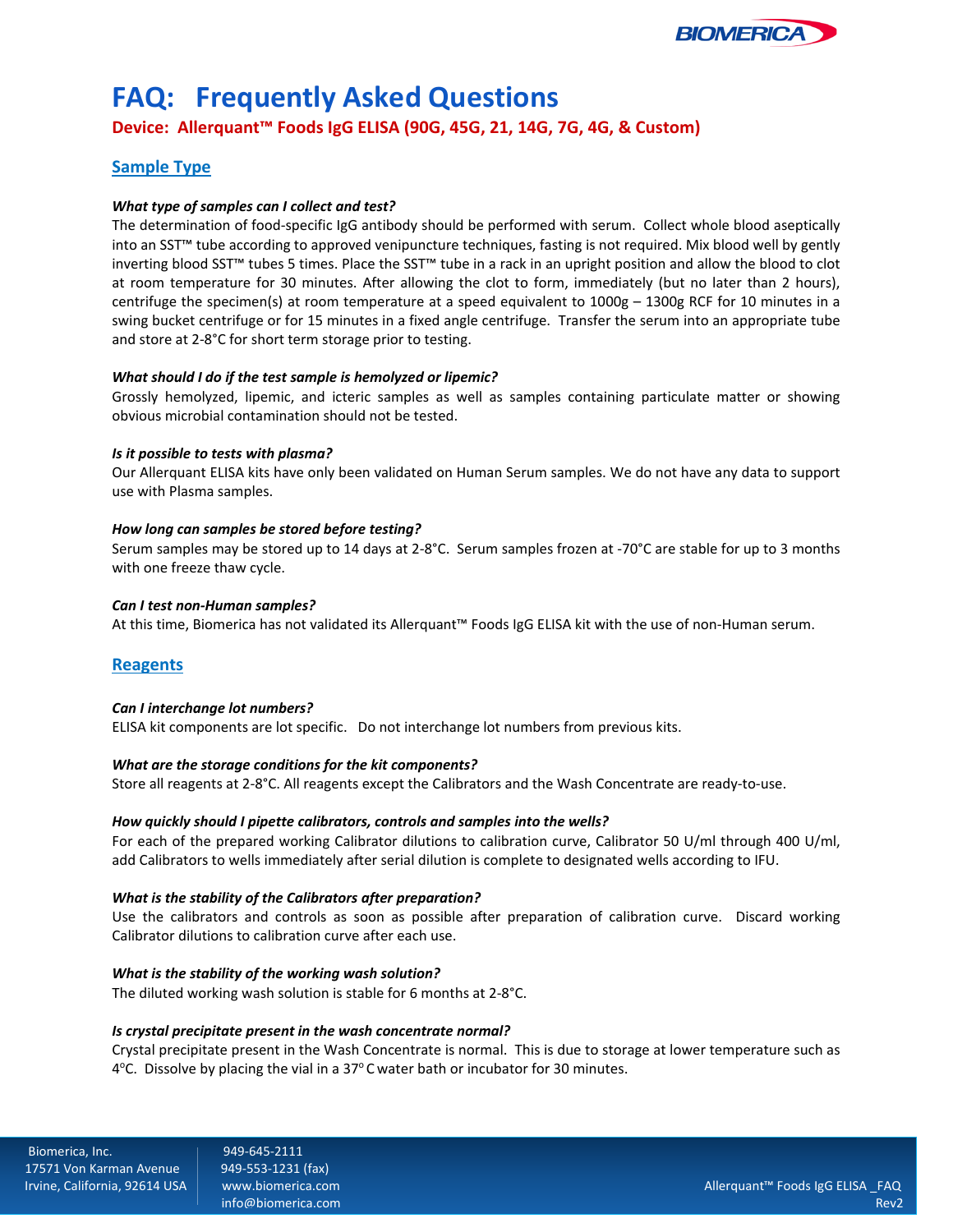# FAQ: Frequently Asked Questions

**Device: Allerquant™ Foods IgG ELISA (90G, 45G, 21, 14G, 7G, 4G, & Custom)**

## Sample Type

***What type of samples can I collect and test?***

The determination of food-specific IgG antibody should be performed with serum. Collect whole blood aseptically into an SST™ tube according to approved venipuncture techniques, fasting is not required. Mix blood well by gently inverting blood SST™ tubes 5 times. Place the SST™ tube in a rack in an upright position and allow the blood to clot at room temperature for 30 minutes. After allowing the clot to form, immediately (but no later than 2 hours), centrifuge the specimen(s) at room temperature at a speed equivalent to 1000g – 1300g RCF for 10 minutes in a swing bucket centrifuge or for 15 minutes in a fixed angle centrifuge. Transfer the serum into an appropriate tube and store at 2-8°C for short term storage prior to testing.

***What should I do if the test sample is hemolyzed or lipemic?***

Grossly hemolyzed, lipemic, and icteric samples as well as samples containing particulate matter or showing obvious microbial contamination should not be tested.

***Is it possible to tests with plasma?***

Our Allerquant ELISA kits have only been validated on Human Serum samples. We do not have any data to support use with Plasma samples.

***How long can samples be stored before testing?***

Serum samples may be stored up to 14 days at 2-8°C. Serum samples frozen at -70°C are stable for up to 3 months with one freeze thaw cycle.

***Can I test non-Human samples?***

At this time, Biomerica has not validated its Allerquant™ Foods IgG ELISA kit with the use of non-Human serum.

## Reagents

***Can I interchange lot numbers?***

ELISA kit components are lot specific. Do not interchange lot numbers from previous kits.

***What are the storage conditions for the kit components?***

Store all reagents at 2-8°C. All reagents except the Calibrators and the Wash Concentrate are ready-to-use.

***How quickly should I pipette calibrators, controls and samples into the wells?***

For each of the prepared working Calibrator dilutions to calibration curve, Calibrator 50 U/ml through 400 U/ml, add Calibrators to wells immediately after serial dilution is complete to designated wells according to IFU.

***What is the stability of the Calibrators after preparation?***

Use the calibrators and controls as soon as possible after preparation of calibration curve. Discard working Calibrator dilutions to calibration curve after each use.

***What is the stability of the working wash solution?***

The diluted working wash solution is stable for 6 months at 2-8°C.

***Is crystal precipitate present in the wash concentrate normal?***

Crystal precipitate present in the Wash Concentrate is normal. This is due to storage at lower temperature such as 4°C. Dissolve by placing the vial in a 37°C water bath or incubator for 30 minutes.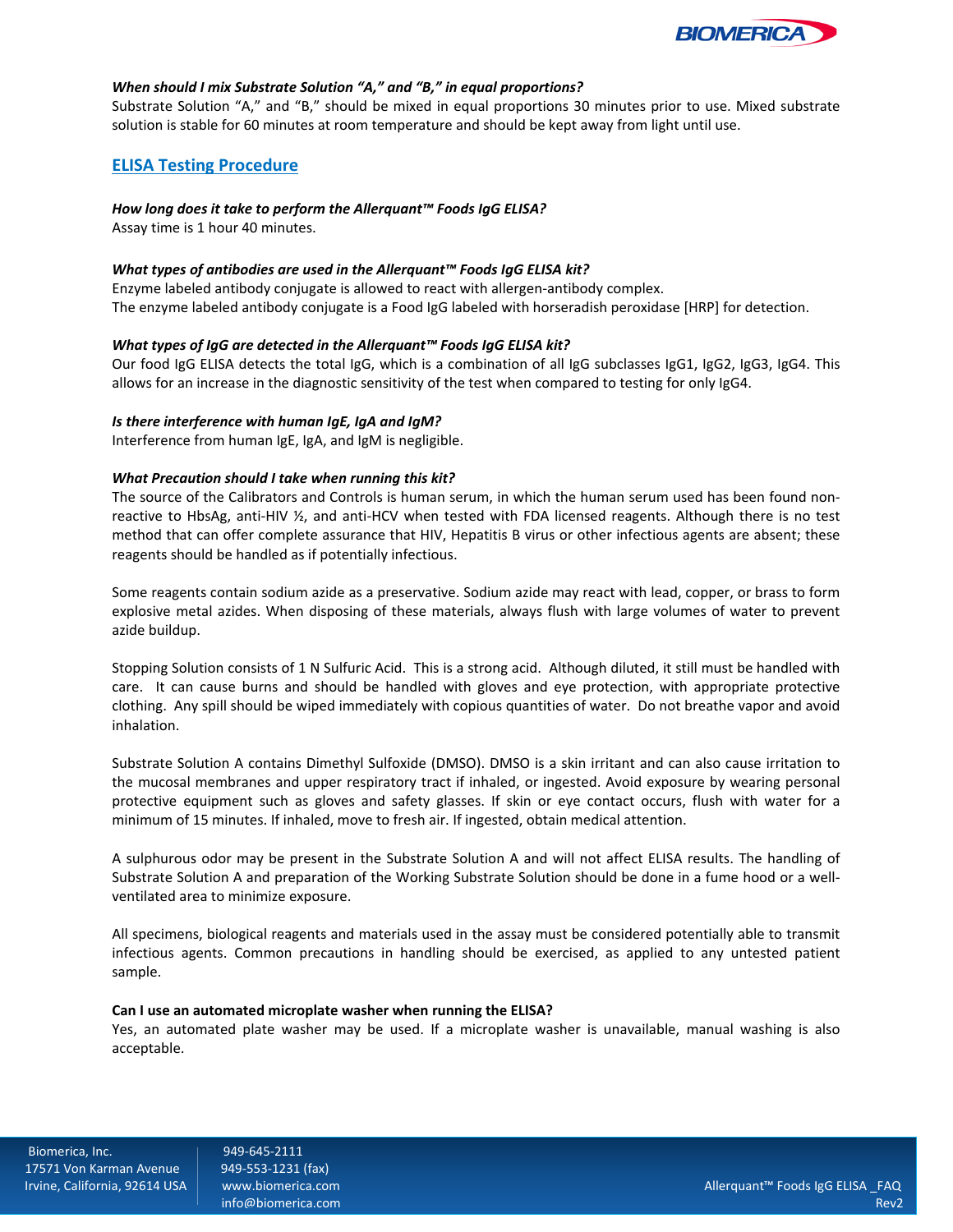***When should I mix Substrate Solution "A," and "B," in equal proportions?***
Substrate Solution "A," and "B," should be mixed in equal proportions 30 minutes prior to use. Mixed substrate solution is stable for 60 minutes at room temperature and should be kept away from light until use.

## ELISA Testing Procedure

***How long does it take to perform the Allerquant™ Foods IgG ELISA?***
Assay time is 1 hour 40 minutes.

***What types of antibodies are used in the Allerquant™ Foods IgG ELISA kit?***
Enzyme labeled antibody conjugate is allowed to react with allergen-antibody complex.
The enzyme labeled antibody conjugate is a Food IgG labeled with horseradish peroxidase [HRP] for detection.

***What types of IgG are detected in the Allerquant™ Foods IgG ELISA kit?***
Our food IgG ELISA detects the total IgG, which is a combination of all IgG subclasses IgG1, IgG2, IgG3, IgG4. This allows for an increase in the diagnostic sensitivity of the test when compared to testing for only IgG4.

***Is there interference with human IgE, IgA and IgM?***
Interference from human IgE, IgA, and IgM is negligible.

***What Precaution should I take when running this kit?***
The source of the Calibrators and Controls is human serum, in which the human serum used has been found non-reactive to HbsAg, anti-HIV ½, and anti-HCV when tested with FDA licensed reagents. Although there is no test method that can offer complete assurance that HIV, Hepatitis B virus or other infectious agents are absent; these reagents should be handled as if potentially infectious.

Some reagents contain sodium azide as a preservative. Sodium azide may react with lead, copper, or brass to form explosive metal azides. When disposing of these materials, always flush with large volumes of water to prevent azide buildup.

Stopping Solution consists of 1 N Sulfuric Acid. This is a strong acid. Although diluted, it still must be handled with care. It can cause burns and should be handled with gloves and eye protection, with appropriate protective clothing. Any spill should be wiped immediately with copious quantities of water. Do not breathe vapor and avoid inhalation.

Substrate Solution A contains Dimethyl Sulfoxide (DMSO). DMSO is a skin irritant and can also cause irritation to the mucosal membranes and upper respiratory tract if inhaled, or ingested. Avoid exposure by wearing personal protective equipment such as gloves and safety glasses. If skin or eye contact occurs, flush with water for a minimum of 15 minutes. If inhaled, move to fresh air. If ingested, obtain medical attention.

A sulphurous odor may be present in the Substrate Solution A and will not affect ELISA results. The handling of Substrate Solution A and preparation of the Working Substrate Solution should be done in a fume hood or a well-ventilated area to minimize exposure.

All specimens, biological reagents and materials used in the assay must be considered potentially able to transmit infectious agents. Common precautions in handling should be exercised, as applied to any untested patient sample.

**Can I use an automated microplate washer when running the ELISA?**
Yes, an automated plate washer may be used. If a microplate washer is unavailable, manual washing is also acceptable.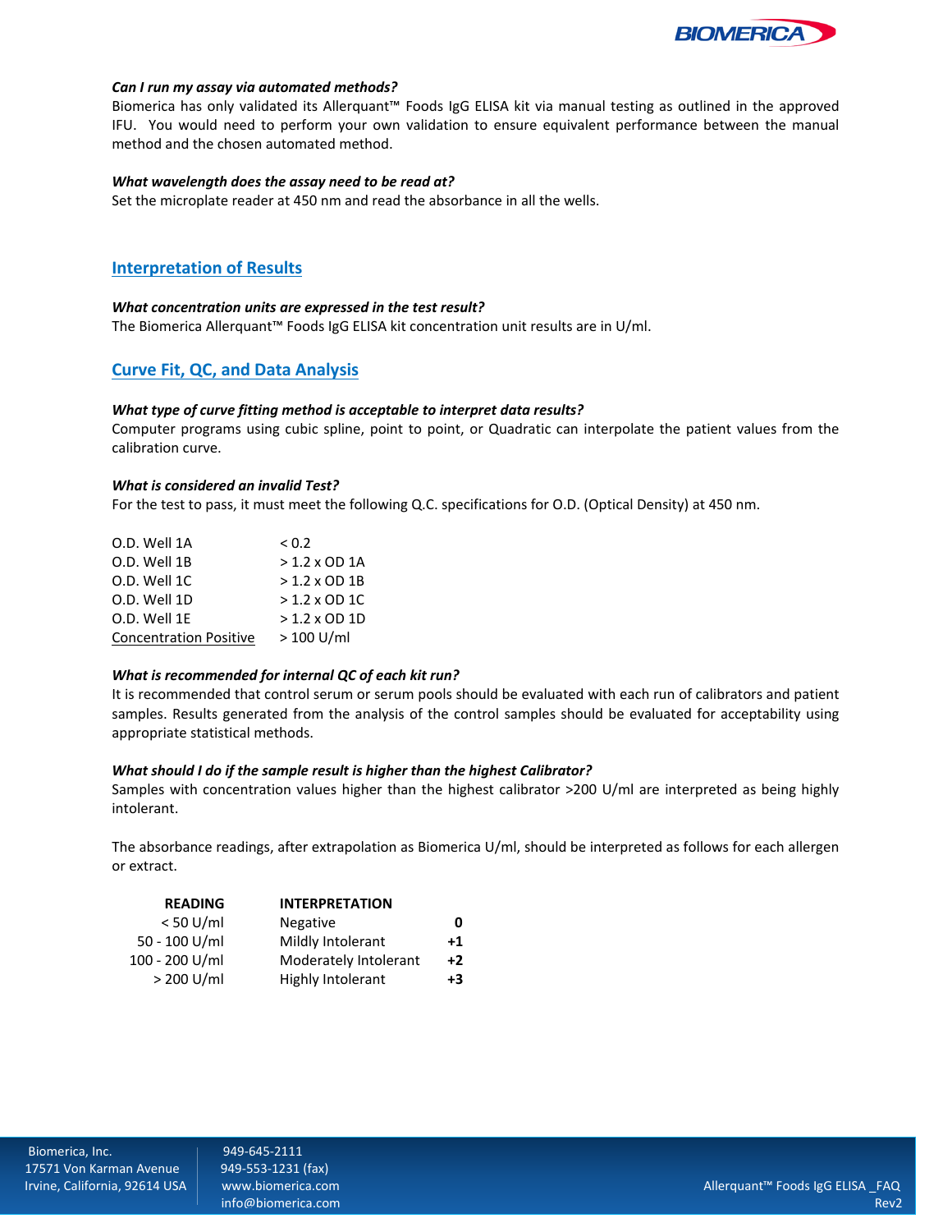***Can I run my assay via automated methods?***

Biomerica has only validated its Allerquant™ Foods IgG ELISA kit via manual testing as outlined in the approved IFU. You would need to perform your own validation to ensure equivalent performance between the manual method and the chosen automated method.

***What wavelength does the assay need to be read at?***

Set the microplate reader at 450 nm and read the absorbance in all the wells.

## Interpretation of Results

***What concentration units are expressed in the test result?***

The Biomerica Allerquant™ Foods IgG ELISA kit concentration unit results are in U/ml.

## Curve Fit, QC, and Data Analysis

***What type of curve fitting method is acceptable to interpret data results?***

Computer programs using cubic spline, point to point, or Quadratic can interpolate the patient values from the calibration curve.

***What is considered an invalid Test?***

For the test to pass, it must meet the following Q.C. specifications for O.D. (Optical Density) at 450 nm.

| | |
|---|---|
| O.D. Well 1A | < 0.2 |
| O.D. Well 1B | > 1.2 x OD 1A |
| O.D. Well 1C | > 1.2 x OD 1B |
| O.D. Well 1D | > 1.2 x OD 1C |
| O.D. Well 1E | > 1.2 x OD 1D |
| Concentration Positive | > 100 U/ml |

***What is recommended for internal QC of each kit run?***

It is recommended that control serum or serum pools should be evaluated with each run of calibrators and patient samples. Results generated from the analysis of the control samples should be evaluated for acceptability using appropriate statistical methods.

***What should I do if the sample result is higher than the highest Calibrator?***

Samples with concentration values higher than the highest calibrator >200 U/ml are interpreted as being highly intolerant.

The absorbance readings, after extrapolation as Biomerica U/ml, should be interpreted as follows for each allergen or extract.

| READING | INTERPRETATION | |
|---|---|---|
| < 50 U/ml | Negative | **0** |
| 50 - 100 U/ml | Mildly Intolerant | **+1** |
| 100 - 200 U/ml | Moderately Intolerant | **+2** |
| > 200 U/ml | Highly Intolerant | **+3** |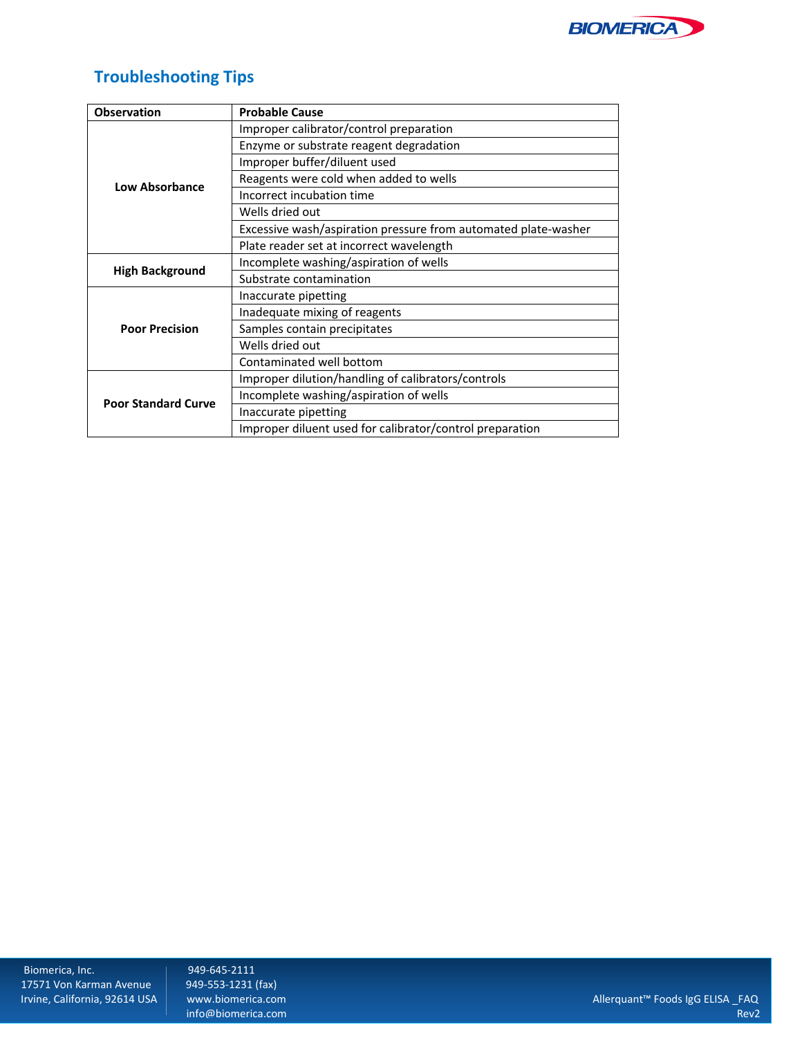## Troubleshooting Tips

| Observation | Probable Cause |
|---|---|
| Low Absorbance | Improper calibrator/control preparation |
| | Enzyme or substrate reagent degradation |
| | Improper buffer/diluent used |
| | Reagents were cold when added to wells |
| | Incorrect incubation time |
| | Wells dried out |
| | Excessive wash/aspiration pressure from automated plate-washer |
| | Plate reader set at incorrect wavelength |
| High Background | Incomplete washing/aspiration of wells |
| | Substrate contamination |
| Poor Precision | Inaccurate pipetting |
| | Inadequate mixing of reagents |
| | Samples contain precipitates |
| | Wells dried out |
| | Contaminated well bottom |
| Poor Standard Curve | Improper dilution/handling of calibrators/controls |
| | Incomplete washing/aspiration of wells |
| | Inaccurate pipetting |
| | Improper diluent used for calibrator/control preparation |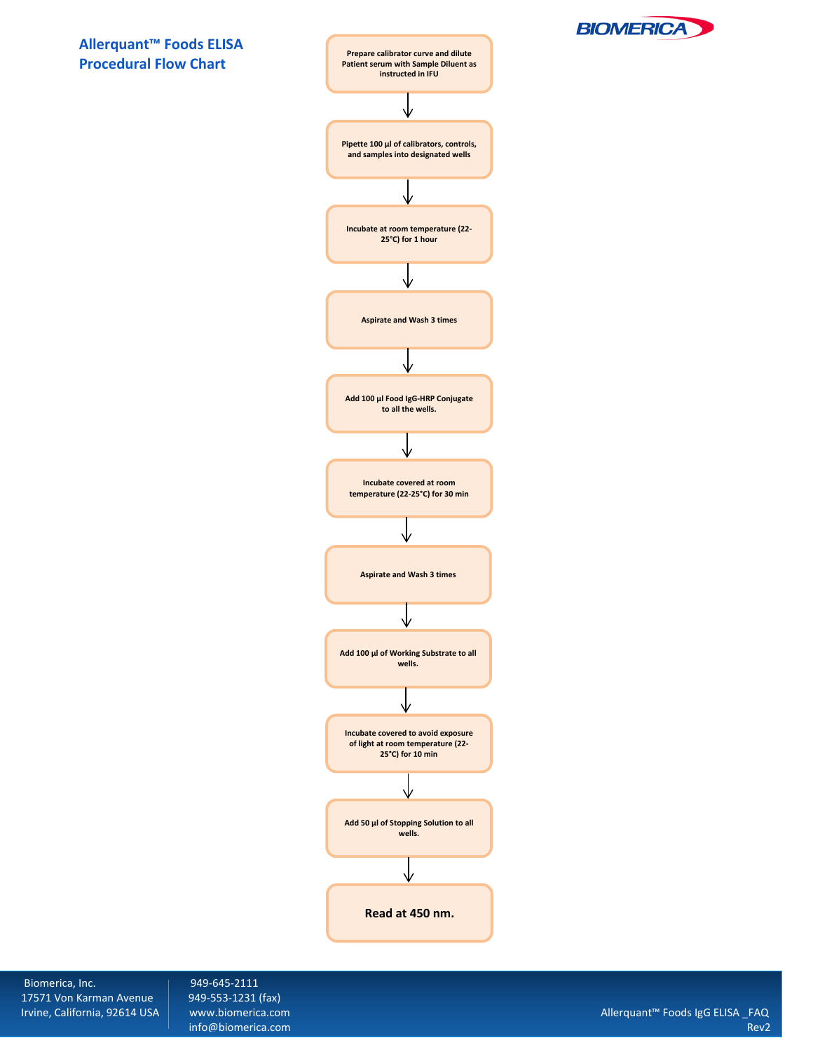# Allerquant™ Foods ELISA Procedural Flow Chart

1. Prepare calibrator curve and dilute Patient serum with Sample Diluent as instructed in IFU

↓

2. Pipette 100 µl of calibrators, controls, and samples into designated wells

↓

3. Incubate at room temperature (22-25°C) for 1 hour

↓

4. Aspirate and Wash 3 times

↓

5. Add 100 µl Food IgG-HRP Conjugate to all the wells.

↓

6. Incubate covered at room temperature (22-25°C) for 30 min

↓

7. Aspirate and Wash 3 times

↓

8. Add 100 µl of Working Substrate to all wells.

↓

9. Incubate covered to avoid exposure of light at room temperature (22-25°C) for 10 min

↓

10. Add 50 µl of Stopping Solution to all wells.

↓

11. **Read at 450 nm.**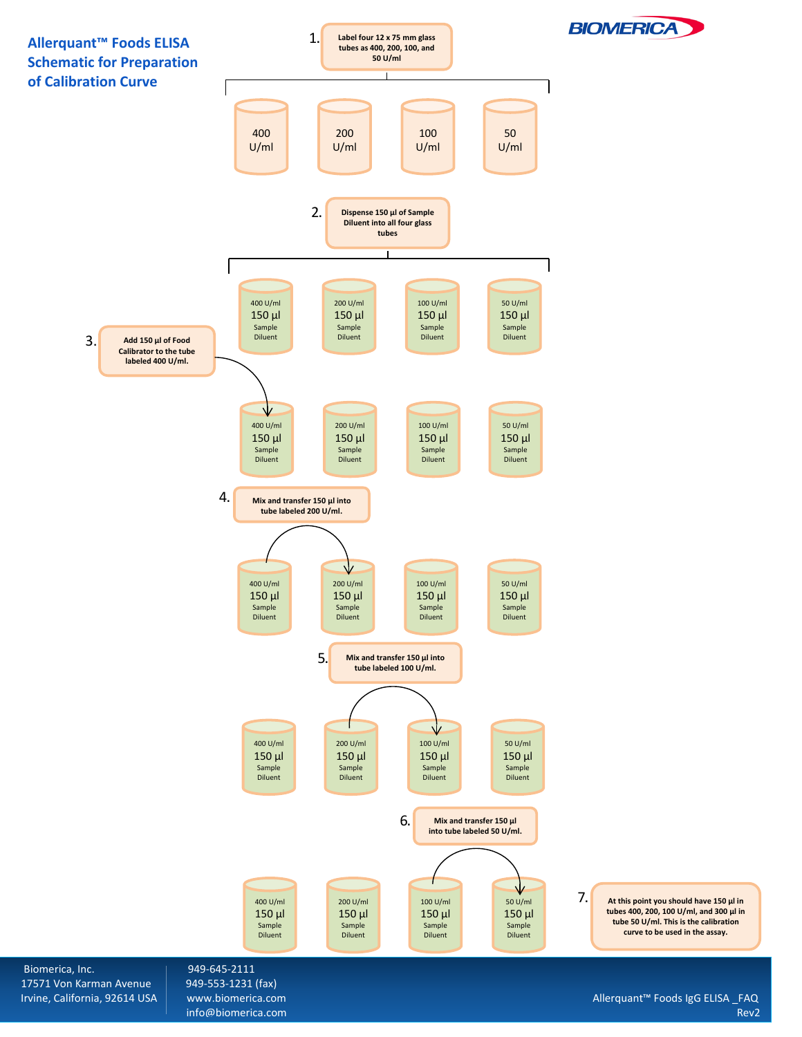# Allerquant™ Foods ELISA Schematic for Preparation of Calibration Curve

BIOMERICA

1. Label four 12 x 75 mm glass tubes as 400, 200, 100, and 50 U/ml

400 U/ml | 200 U/ml | 100 U/ml | 50 U/ml

2. Dispense 150 µl of Sample Diluent into all four glass tubes

400 U/ml 150 µl Sample Diluent | 200 U/ml 150 µl Sample Diluent | 100 U/ml 150 µl Sample Diluent | 50 U/ml 150 µl Sample Diluent

3. Add 150 µl of Food Calibrator to the tube labeled 400 U/ml.

400 U/ml 150 µl Sample Diluent | 200 U/ml 150 µl Sample Diluent | 100 U/ml 150 µl Sample Diluent | 50 U/ml 150 µl Sample Diluent

4. Mix and transfer 150 µl into tube labeled 200 U/ml.

400 U/ml 150 µl Sample Diluent | 200 U/ml 150 µl Sample Diluent | 100 U/ml 150 µl Sample Diluent | 50 U/ml 150 µl Sample Diluent

5. Mix and transfer 150 µl into tube labeled 100 U/ml.

400 U/ml 150 µl Sample Diluent | 200 U/ml 150 µl Sample Diluent | 100 U/ml 150 µl Sample Diluent | 50 U/ml 150 µl Sample Diluent

6. Mix and transfer 150 µl into tube labeled 50 U/ml.

400 U/ml 150 µl Sample Diluent | 200 U/ml 150 µl Sample Diluent | 100 U/ml 150 µl Sample Diluent | 50 U/ml 150 µl Sample Diluent

7. At this point you should have 150 µl in tubes 400, 200, 100 U/ml, and 300 µl in tube 50 U/ml. This is the calibration curve to be used in the assay.

Biomerica, Inc.
17571 Von Karman Avenue
Irvine, California, 92614 USA

949-645-2111
949-553-1231 (fax)
www.biomerica.com
info@biomerica.com

Allerquant™ Foods IgG ELISA _FAQ
Rev2